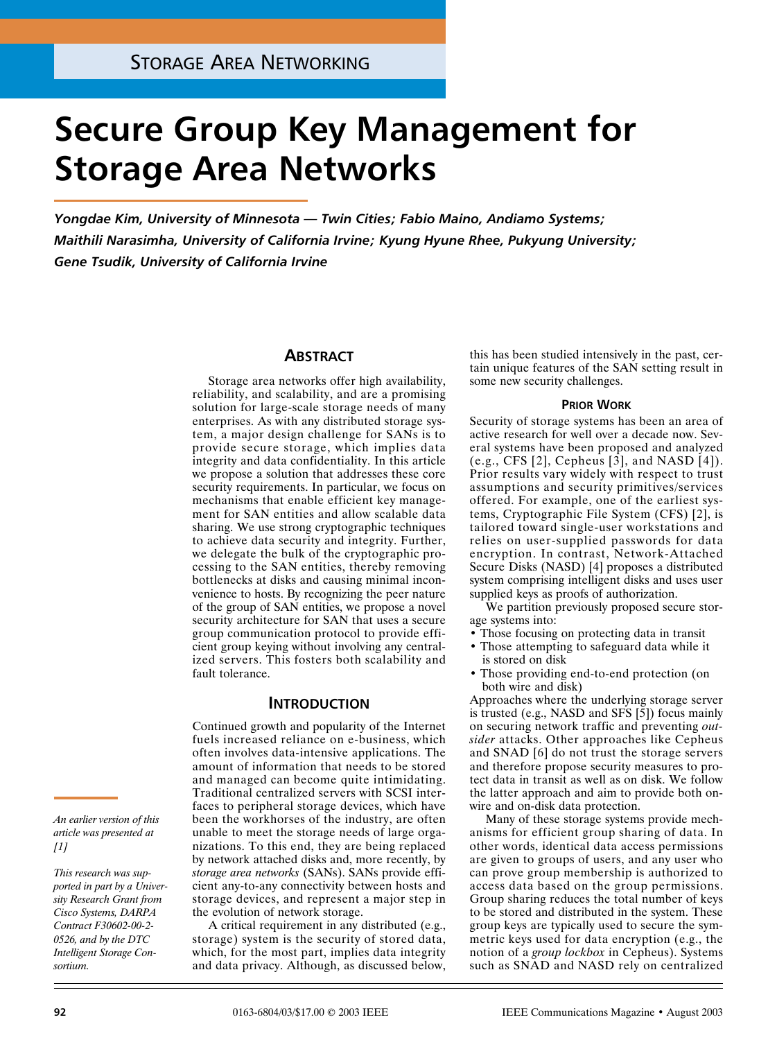# Secure Group Key Management for Storage Area Networks

*Yongdae Kim, University of Minnesota — Twin Cities; Fabio Maino, Andiamo Systems; Maithili Narasimha, University of California Irvine; Kyung Hyune Rhee, Pukyung University; Gene Tsudik, University of California Irvine*

*An earlier version of this article was presented at [1]*

*This research was supported in part by a University Research Grant from Cisco Systems, DARPA Contract F30602-00-2-0526, and by the DTC Intelligent Storage Consortium.*

## Abstract

Storage area networks offer high availability, reliability, and scalability, and are a promising solution for large-scale storage needs of many enterprises. As with any distributed storage system, a major design challenge for SANs is to provide secure storage, which implies data integrity and data confidentiality. In this article we propose a solution that addresses these core security requirements. In particular, we focus on mechanisms that enable efficient key management for SAN entities and allow scalable data sharing. We use strong cryptographic techniques to achieve data security and integrity. Further, we delegate the bulk of the cryptographic processing to the SAN entities, thereby removing bottlenecks at disks and causing minimal inconvenience to hosts. By recognizing the peer nature of the group of SAN entities, we propose a novel security architecture for SAN that uses a secure group communication protocol to provide efficient group keying without involving any centralized servers. This fosters both scalability and fault tolerance.

## Introduction

Continued growth and popularity of the Internet fuels increased reliance on e-business, which often involves data-intensive applications. The amount of information that needs to be stored and managed can become quite intimidating. Traditional centralized servers with SCSI interfaces to peripheral storage devices, which have been the workhorses of the industry, are often unable to meet the storage needs of large organizations. To this end, they are being replaced by network attached disks and, more recently, by *storage area networks* (SANs). SANs provide efficient any-to-any connectivity between hosts and storage devices, and represent a major step in the evolution of network storage.

A critical requirement in any distributed (e.g., storage) system is the security of stored data, which, for the most part, implies data integrity and data privacy. Although, as discussed below, this has been studied intensively in the past, certain unique features of the SAN setting result in some new security challenges.

### Prior Work

Security of storage systems has been an area of active research for well over a decade now. Several systems have been proposed and analyzed (e.g., CFS [2], Cepheus [3], and NASD [4]). Prior results vary widely with respect to trust assumptions and security primitives/services offered. For example, one of the earliest systems, Cryptographic File System (CFS) [2], is tailored toward single-user workstations and relies on user-supplied passwords for data encryption. In contrast, Network-Attached Secure Disks (NASD) [4] proposes a distributed system comprising intelligent disks and uses user supplied keys as proofs of authorization.

We partition previously proposed secure storage systems into:

- Those focusing on protecting data in transit
- Those attempting to safeguard data while it is stored on disk
- Those providing end-to-end protection (on both wire and disk)

Approaches where the underlying storage server is trusted (e.g., NASD and SFS [5]) focus mainly on securing network traffic and preventing *outsider* attacks. Other approaches like Cepheus and SNAD [6] do not trust the storage servers and therefore propose security measures to protect data in transit as well as on disk. We follow the latter approach and aim to provide both on-wire and on-disk data protection.

Many of these storage systems provide mechanisms for efficient group sharing of data. In other words, identical data access permissions are given to groups of users, and any user who can prove group membership is authorized to access data based on the group permissions. Group sharing reduces the total number of keys to be stored and distributed in the system. These group keys are typically used to secure the symmetric keys used for data encryption (e.g., the notion of a *group lockbox* in Cepheus). Systems such as SNAD and NASD rely on centralized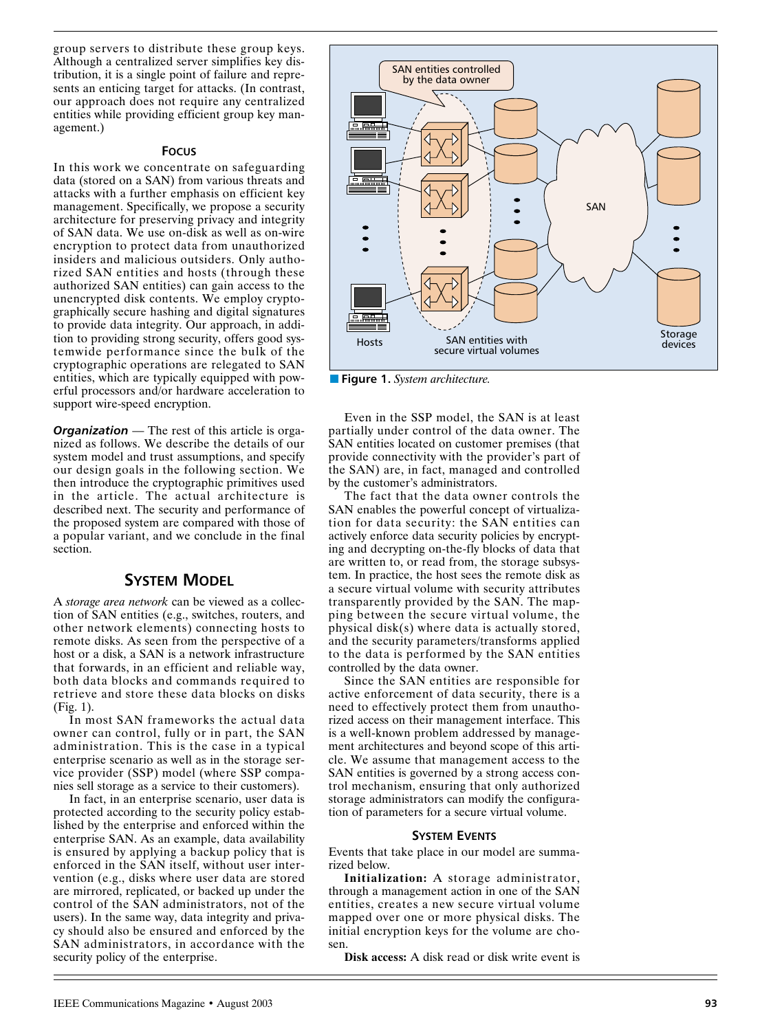group servers to distribute these group keys. Although a centralized server simplifies key distribution, it is a single point of failure and represents an enticing target for attacks. (In contrast, our approach does not require any centralized entities while providing efficient group key management.)

### FOCUS

In this work we concentrate on safeguarding data (stored on a SAN) from various threats and attacks with a further emphasis on efficient key management. Specifically, we propose a security architecture for preserving privacy and integrity of SAN data. We use on-disk as well as on-wire encryption to protect data from unauthorized insiders and malicious outsiders. Only authorized SAN entities and hosts (through these authorized SAN entities) can gain access to the unencrypted disk contents. We employ cryptographically secure hashing and digital signatures to provide data integrity. Our approach, in addition to providing strong security, offers good systemwide performance since the bulk of the cryptographic operations are relegated to SAN entities, which are typically equipped with powerful processors and/or hardware acceleration to support wire-speed encryption.

***Organization*** — The rest of this article is organized as follows. We describe the details of our system model and trust assumptions, and specify our design goals in the following section. We then introduce the cryptographic primitives used in the article. The actual architecture is described next. The security and performance of the proposed system are compared with those of a popular variant, and we conclude in the final section.

## SYSTEM MODEL

A *storage area network* can be viewed as a collection of SAN entities (e.g., switches, routers, and other network elements) connecting hosts to remote disks. As seen from the perspective of a host or a disk, a SAN is a network infrastructure that forwards, in an efficient and reliable way, both data blocks and commands required to retrieve and store these data blocks on disks (Fig. 1).

In most SAN frameworks the actual data owner can control, fully or in part, the SAN administration. This is the case in a typical enterprise scenario as well as in the storage service provider (SSP) model (where SSP companies sell storage as a service to their customers).

In fact, in an enterprise scenario, user data is protected according to the security policy established by the enterprise and enforced within the enterprise SAN. As an example, data availability is ensured by applying a backup policy that is enforced in the SAN itself, without user intervention (e.g., disks where user data are stored are mirrored, replicated, or backed up under the control of the SAN administrators, not of the users). In the same way, data integrity and privacy should also be ensured and enforced by the SAN administrators, in accordance with the security policy of the enterprise.

SAN entities controlled by the data owner

SAN

Hosts

SAN entities with secure virtual volumes

Storage devices

**Figure 1.** *System architecture.*

Even in the SSP model, the SAN is at least partially under control of the data owner. The SAN entities located on customer premises (that provide connectivity with the provider's part of the SAN) are, in fact, managed and controlled by the customer's administrators.

The fact that the data owner controls the SAN enables the powerful concept of virtualization for data security: the SAN entities can actively enforce data security policies by encrypting and decrypting on-the-fly blocks of data that are written to, or read from, the storage subsystem. In practice, the host sees the remote disk as a secure virtual volume with security attributes transparently provided by the SAN. The mapping between the secure virtual volume, the physical disk(s) where data is actually stored, and the security parameters/transforms applied to the data is performed by the SAN entities controlled by the data owner.

Since the SAN entities are responsible for active enforcement of data security, there is a need to effectively protect them from unauthorized access on their management interface. This is a well-known problem addressed by management architectures and beyond scope of this article. We assume that management access to the SAN entities is governed by a strong access control mechanism, ensuring that only authorized storage administrators can modify the configuration of parameters for a secure virtual volume.

### SYSTEM EVENTS

Events that take place in our model are summarized below.

**Initialization:** A storage administrator, through a management action in one of the SAN entities, creates a new secure virtual volume mapped over one or more physical disks. The initial encryption keys for the volume are chosen.

**Disk access:** A disk read or disk write event is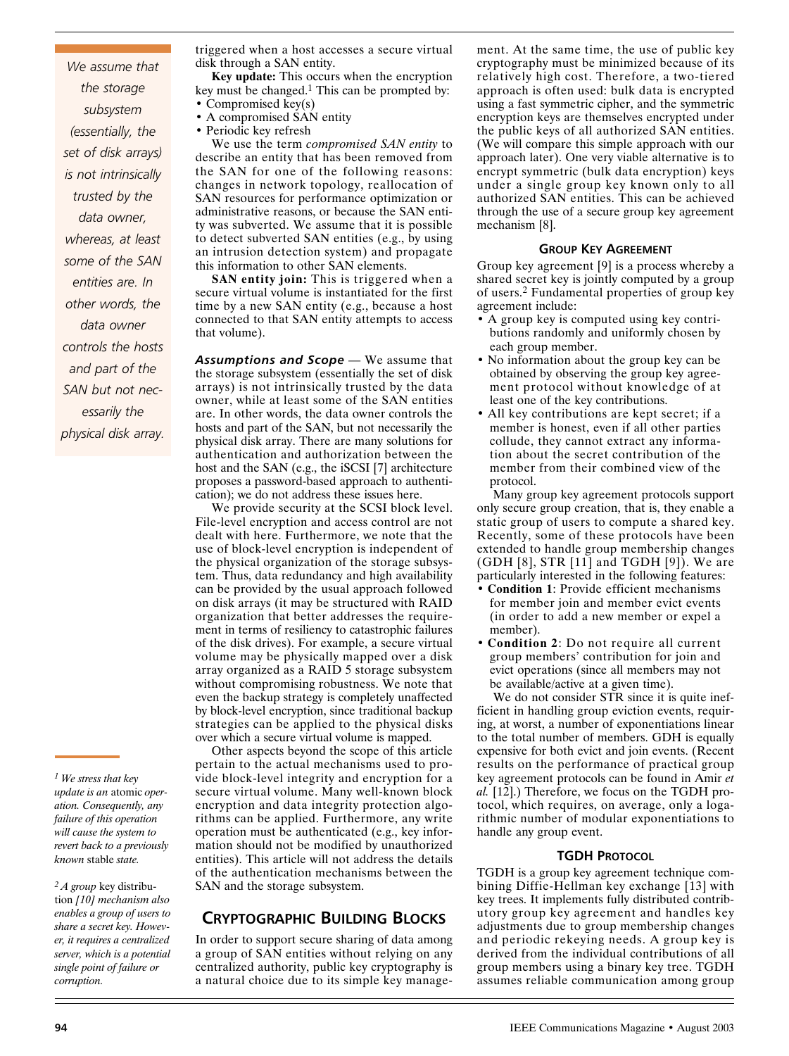triggered when a host accesses a secure virtual disk through a SAN entity.

**Key update:** This occurs when the encryption key must be changed.[1] This can be prompted by:

- Compromised key(s)
- A compromised SAN entity
- Periodic key refresh

We use the term *compromised SAN entity* to describe an entity that has been removed from the SAN for one of the following reasons: changes in network topology, reallocation of SAN resources for performance optimization or administrative reasons, or because the SAN entity was subverted. We assume that it is possible to detect subverted SAN entities (e.g., by using an intrusion detection system) and propagate this information to other SAN elements.

**SAN entity join:** This is triggered when a secure virtual volume is instantiated for the first time by a new SAN entity (e.g., because a host connected to that SAN entity attempts to access that volume).

***Assumptions and Scope*** — We assume that the storage subsystem (essentially the set of disk arrays) is not intrinsically trusted by the data owner, while at least some of the SAN entities are. In other words, the data owner controls the hosts and part of the SAN, but not necessarily the physical disk array. There are many solutions for authentication and authorization between the host and the SAN (e.g., the iSCSI [7] architecture proposes a password-based approach to authentication); we do not address these issues here.

We provide security at the SCSI block level. File-level encryption and access control are not dealt with here. Furthermore, we note that the use of block-level encryption is independent of the physical organization of the storage subsystem. Thus, data redundancy and high availability can be provided by the usual approach followed on disk arrays (it may be structured with RAID organization that better addresses the requirement in terms of resiliency to catastrophic failures of the disk drives). For example, a secure virtual volume may be physically mapped over a disk array organized as a RAID 5 storage subsystem without compromising robustness. We note that even the backup strategy is completely unaffected by block-level encryption, since traditional backup strategies can be applied to the physical disks over which a secure virtual volume is mapped.

Other aspects beyond the scope of this article pertain to the actual mechanisms used to provide block-level integrity and encryption for a secure virtual volume. Many well-known block encryption and data integrity protection algorithms can be applied. Furthermore, any write operation must be authenticated (e.g., key information should not be modified by unauthorized entities). This article will not address the details of the authentication mechanisms between the SAN and the storage subsystem.

## Cryptographic Building Blocks

In order to support secure sharing of data among a group of SAN entities without relying on any centralized authority, public key cryptography is a natural choice due to its simple key management. At the same time, the use of public key cryptography must be minimized because of its relatively high cost. Therefore, a two-tiered approach is often used: bulk data is encrypted using a fast symmetric cipher, and the symmetric encryption keys are themselves encrypted under the public keys of all authorized SAN entities. (We will compare this simple approach with our approach later). One very viable alternative is to encrypt symmetric (bulk data encryption) keys under a single group key known only to all authorized SAN entities. This can be achieved through the use of a secure group key agreement mechanism [8].

### Group Key Agreement

Group key agreement [9] is a process whereby a shared secret key is jointly computed by a group of users.[2] Fundamental properties of group key agreement include:

- A group key is computed using key contributions randomly and uniformly chosen by each group member.
- No information about the group key can be obtained by observing the group key agreement protocol without knowledge of at least one of the key contributions.
- All key contributions are kept secret; if a member is honest, even if all other parties collude, they cannot extract any information about the secret contribution of the member from their combined view of the protocol.

Many group key agreement protocols support only secure group creation, that is, they enable a static group of users to compute a shared key. Recently, some of these protocols have been extended to handle group membership changes (GDH [8], STR [11] and TGDH [9]). We are particularly interested in the following features:

- **Condition 1**: Provide efficient mechanisms for member join and member evict events (in order to add a new member or expel a member).
- **Condition 2**: Do not require all current group members' contribution for join and evict operations (since all members may not be available/active at a given time).

We do not consider STR since it is quite inefficient in handling group eviction events, requiring, at worst, a number of exponentiations linear to the total number of members. GDH is equally expensive for both evict and join events. (Recent results on the performance of practical group key agreement protocols can be found in Amir *et al.* [12].) Therefore, we focus on the TGDH protocol, which requires, on average, only a logarithmic number of modular exponentiations to handle any group event.

### TGDH Protocol

TGDH is a group key agreement technique combining Diffie-Hellman key exchange [13] with key trees. It implements fully distributed contributory group key agreement and handles key adjustments due to group membership changes and periodic rekeying needs. A group key is derived from the individual contributions of all group members using a binary key tree. TGDH assumes reliable communication among group

*We assume that the storage subsystem (essentially, the set of disk arrays) is not intrinsically trusted by the data owner, whereas, at least some of the SAN entities are. In other words, the data owner controls the hosts and part of the SAN but not necessarily the physical disk array.*

---

[1] *We stress that key update is an* atomic *operation. Consequently, any failure of this operation will cause the system to revert back to a previously known* stable *state.*

[2] *A group* key distribution *[10] mechanism also enables a group of users to share a secret key. However, it requires a centralized server, which is a potential single point of failure or corruption.*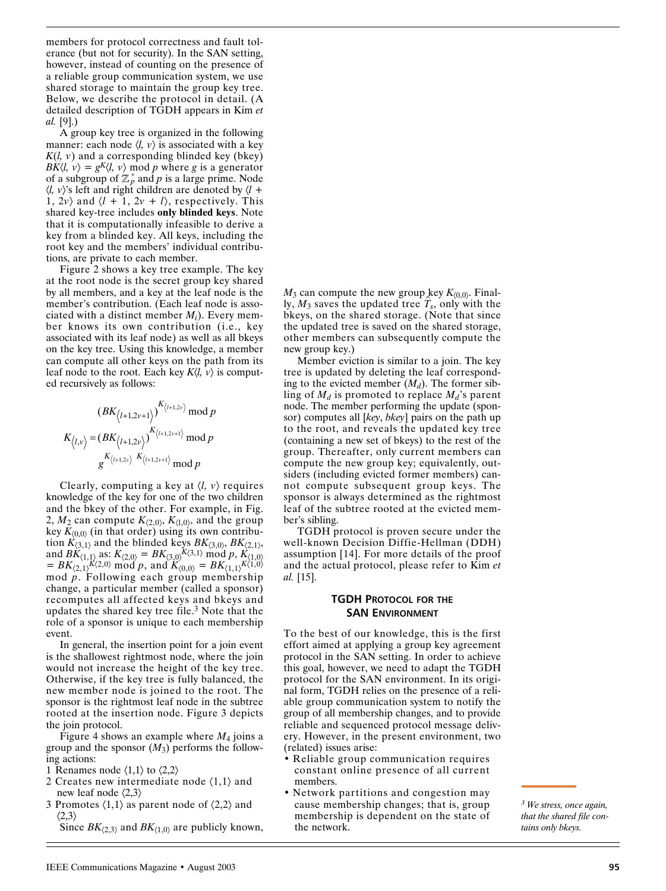members for protocol correctness and fault tolerance (but not for security). In the SAN setting, however, instead of counting on the presence of a reliable group communication system, we use shared storage to maintain the group key tree. Below, we describe the protocol in detail. (A detailed description of TGDH appears in Kim *et al.* [9].)

A group key tree is organized in the following manner: each node $\langle l, v\rangle$ is associated with a key $K(l, v)$ and a corresponding blinded key (bkey) $BK\langle l, v\rangle = g^{K\langle l, v\rangle} \bmod p$ where $g$ is a generator of a subgroup of $\mathbb{Z}_p^*$ and $p$ is a large prime. Node $\langle l, v\rangle$'s left and right children are denoted by $\langle l + 1, 2v\rangle$ and $\langle l + 1, 2v + l\rangle$, respectively. This shared key-tree includes **only blinded keys**. Note that it is computationally infeasible to derive a key from a blinded key. All keys, including the root key and the members' individual contributions, are private to each member.

Figure 2 shows a key tree example. The key at the root node is the secret group key shared by all members, and a key at the leaf node is the member's contribution. (Each leaf node is associated with a distinct member $M_i$). Every member knows its own contribution (i.e., key associated with its leaf node) as well as all bkeys on the key tree. Using this knowledge, a member can compute all other keys on the path from its leaf node to the root. Each key $K\langle l, v\rangle$ is computed recursively as follows:

$$K_{\langle l,v\rangle} = \begin{matrix} (BK_{\langle l+1,2v+1\rangle})^{K_{\langle l+1,2v\rangle}} \bmod p \\ (BK_{\langle l+1,2v\rangle})^{K_{\langle l+1,2v+1\rangle}} \bmod p \\ g^{K_{\langle l+1,2v\rangle} K_{\langle l+1,2v+1\rangle}} \bmod p \end{matrix}$$

Clearly, computing a key at $\langle l, v\rangle$ requires knowledge of the key for one of the two children and the bkey of the other. For example, in Fig. 2, $M_2$ can compute $K_{\langle 2,0\rangle}$, $K_{\langle 1,0\rangle}$, and the group key $K_{\langle 0,0\rangle}$ (in that order) using its own contribution $K_{\langle 3,1\rangle}$ and the blinded keys $BK_{\langle 3,0\rangle}$, $BK_{\langle 2,1\rangle}$, and $BK_{\langle 1,1\rangle}$ as: $K_{\langle 2,0\rangle} = BK_{\langle 3,0\rangle}^{K\langle 3,1\rangle} \bmod p$, $K_{\langle 1,0\rangle} = BK_{\langle 2,1\rangle}^{K\langle 2,0\rangle} \bmod p$, and $K_{\langle 0,0\rangle} = BK_{\langle 1,1\rangle}^{K\langle 1,0\rangle} \bmod p$. Following each group membership change, a particular member (called a sponsor) recomputes all affected keys and bkeys and updates the shared key tree file.[3] Note that the role of a sponsor is unique to each membership event.

In general, the insertion point for a join event is the shallowest rightmost node, where the join would not increase the height of the key tree. Otherwise, if the key tree is fully balanced, the new member node is joined to the root. The sponsor is the rightmost leaf node in the subtree rooted at the insertion node. Figure 3 depicts the join protocol.

Figure 4 shows an example where $M_4$ joins a group and the sponsor ($M_3$) performs the following actions:

1. Renames node $\langle 1,1\rangle$ to $\langle 2,2\rangle$
2. Creates new intermediate node $\langle 1,1\rangle$ and new leaf node $\langle 2,3\rangle$
3. Promotes $\langle 1,1\rangle$ as parent node of $\langle 2,2\rangle$ and $\langle 2,3\rangle$

Since $BK_{\langle 2,3\rangle}$ and $BK_{\langle 1,0\rangle}$ are publicly known, $M_3$ can compute the new group key $K_{\langle 0,0\rangle}$. Finally, $M_3$ saves the updated tree $\hat{T}_s$, only with the bkeys, on the shared storage. (Note that since the updated tree is saved on the shared storage, other members can subsequently compute the new group key.)

Member eviction is similar to a join. The key tree is updated by deleting the leaf corresponding to the evicted member ($M_d$). The former sibling of $M_d$ is promoted to replace $M_d$'s parent node. The member performing the update (sponsor) computes all [*key*, *bkey*] pairs on the path up to the root, and reveals the updated key tree (containing a new set of bkeys) to the rest of the group. Thereafter, only current members can compute the new group key; equivalently, outsiders (including evicted former members) cannot compute subsequent group keys. The sponsor is always determined as the rightmost leaf of the subtree rooted at the evicted member's sibling.

TGDH protocol is proven secure under the well-known Decision Diffie-Hellman (DDH) assumption [14]. For more details of the proof and the actual protocol, please refer to Kim *et al.* [15].

## TGDH Protocol for the SAN Environment

To the best of our knowledge, this is the first effort aimed at applying a group key agreement protocol in the SAN setting. In order to achieve this goal, however, we need to adapt the TGDH protocol for the SAN environment. In its original form, TGDH relies on the presence of a reliable group communication system to notify the group of all membership changes, and to provide reliable and sequenced protocol message delivery. However, in the present environment, two (related) issues arise:

- Reliable group communication requires constant online presence of all current members.
- Network partitions and congestion may cause membership changes; that is, group membership is dependent on the state of the network.

[3] *We stress, once again, that the shared file contains only bkeys.*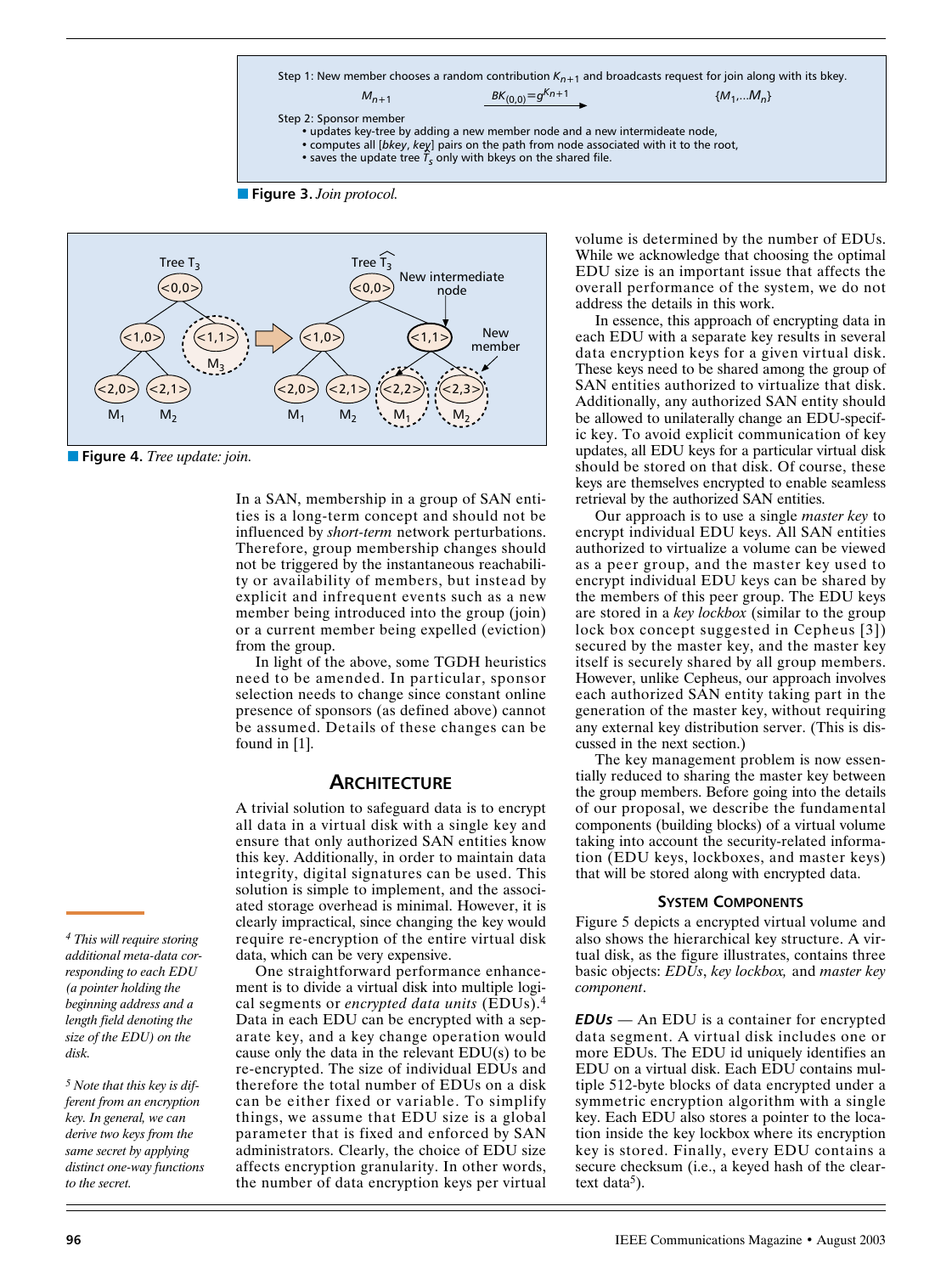Step 1: New member chooses a random contribution $K_{n+1}$ and broadcasts request for join along with its bkey.

$M_{n+1}$ $\xrightarrow{BK_{(0,0)}=g^{K_{n+1}}}$ $\{M_1,...M_n\}$

Step 2: Sponsor member

- updates key-tree by adding a new member node and a new intermeidate node,
- computes all [*bkey*, *key*] pairs on the path from node associated with it to the root,
- saves the update tree $\hat{T}_s$ only with bkeys on the shared file.

**Figure 3.** *Join protocol.*

**Figure 4.** *Tree update: join.*

In a SAN, membership in a group of SAN entities is a long-term concept and should not be influenced by *short-term* network perturbations. Therefore, group membership changes should not be triggered by the instantaneous reachability or availability of members, but instead by explicit and infrequent events such as a new member being introduced into the group (join) or a current member being expelled (eviction) from the group.

In light of the above, some TGDH heuristics need to be amended. In particular, sponsor selection needs to change since constant online presence of sponsors (as defined above) cannot be assumed. Details of these changes can be found in [1].

## Architecture

A trivial solution to safeguard data is to encrypt all data in a virtual disk with a single key and ensure that only authorized SAN entities know this key. Additionally, in order to maintain data integrity, digital signatures can be used. This solution is simple to implement, and the associated storage overhead is minimal. However, it is clearly impractical, since changing the key would require re-encryption of the entire virtual disk data, which can be very expensive.

One straightforward performance enhancement is to divide a virtual disk into multiple logical segments or *encrypted data units* (EDUs).[4] Data in each EDU can be encrypted with a separate key, and a key change operation would cause only the data in the relevant EDU(s) to be re-encrypted. The size of individual EDUs and therefore the total number of EDUs on a disk can be either fixed or variable. To simplify things, we assume that EDU size is a global parameter that is fixed and enforced by SAN administrators. Clearly, the choice of EDU size affects encryption granularity. In other words, the number of data encryption keys per virtual volume is determined by the number of EDUs. While we acknowledge that choosing the optimal EDU size is an important issue that affects the overall performance of the system, we do not address the details in this work.

In essence, this approach of encrypting data in each EDU with a separate key results in several data encryption keys for a given virtual disk. These keys need to be shared among the group of SAN entities authorized to virtualize that disk. Additionally, any authorized SAN entity should be allowed to unilaterally change an EDU-specific key. To avoid explicit communication of key updates, all EDU keys for a particular virtual disk should be stored on that disk. Of course, these keys are themselves encrypted to enable seamless retrieval by the authorized SAN entities.

Our approach is to use a single *master key* to encrypt individual EDU keys. All SAN entities authorized to virtualize a volume can be viewed as a peer group, and the master key used to encrypt individual EDU keys can be shared by the members of this peer group. The EDU keys are stored in a *key lockbox* (similar to the group lock box concept suggested in Cepheus [3]) secured by the master key, and the master key itself is securely shared by all group members. However, unlike Cepheus, our approach involves each authorized SAN entity taking part in the generation of the master key, without requiring any external key distribution server. (This is discussed in the next section.)

The key management problem is now essentially reduced to sharing the master key between the group members. Before going into the details of our proposal, we describe the fundamental components (building blocks) of a virtual volume taking into account the security-related information (EDU keys, lockboxes, and master keys) that will be stored along with encrypted data.

### System Components

Figure 5 depicts a encrypted virtual volume and also shows the hierarchical key structure. A virtual disk, as the figure illustrates, contains three basic objects: *EDUs*, *key lockbox,* and *master key component*.

***EDUs*** — An EDU is a container for encrypted data segment. A virtual disk includes one or more EDUs. The EDU id uniquely identifies an EDU on a virtual disk. Each EDU contains multiple 512-byte blocks of data encrypted under a symmetric encryption algorithm with a single key. Each EDU also stores a pointer to the location inside the key lockbox where its encryption key is stored. Finally, every EDU contains a secure checksum (i.e., a keyed hash of the cleartext data[5]).

[4] *This will require storing additional meta-data corresponding to each EDU (a pointer holding the beginning address and a length field denoting the size of the EDU) on the disk.*

[5] *Note that this key is different from an encryption key. In general, we can derive two keys from the same secret by applying distinct one-way functions to the secret.*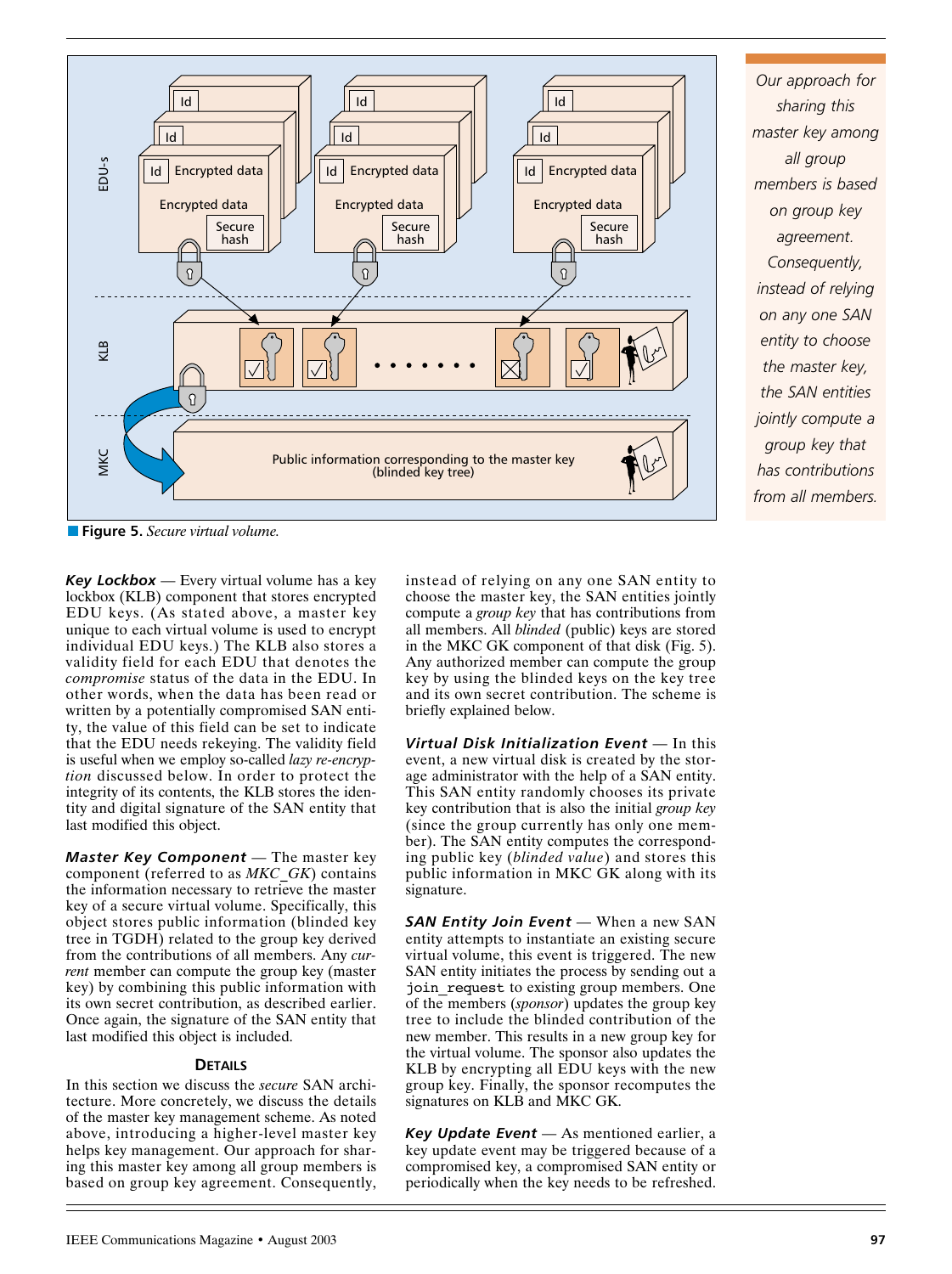EDU-s

Id | Id | Id Encrypted data | Encrypted data | Secure hash

KLB

MKC

Public information corresponding to the master key (blinded key tree)

**Figure 5.** *Secure virtual volume.*

*Our approach for sharing this master key among all group members is based on group key agreement. Consequently, instead of relying on any one SAN entity to choose the master key, the SAN entities jointly compute a group key that has contributions from all members.*

***Key Lockbox*** — Every virtual volume has a key lockbox (KLB) component that stores encrypted EDU keys. (As stated above, a master key unique to each virtual volume is used to encrypt individual EDU keys.) The KLB also stores a validity field for each EDU that denotes the *compromise* status of the data in the EDU. In other words, when the data has been read or written by a potentially compromised SAN entity, the value of this field can be set to indicate that the EDU needs rekeying. The validity field is useful when we employ so-called *lazy re-encryption* discussed below. In order to protect the integrity of its contents, the KLB stores the identity and digital signature of the SAN entity that last modified this object.

***Master Key Component*** — The master key component (referred to as *MKC_GK*) contains the information necessary to retrieve the master key of a secure virtual volume. Specifically, this object stores public information (blinded key tree in TGDH) related to the group key derived from the contributions of all members. Any *current* member can compute the group key (master key) by combining this public information with its own secret contribution, as described earlier. Once again, the signature of the SAN entity that last modified this object is included.

## DETAILS

In this section we discuss the *secure* SAN architecture. More concretely, we discuss the details of the master key management scheme. As noted above, introducing a higher-level master key helps key management. Our approach for sharing this master key among all group members is based on group key agreement. Consequently, instead of relying on any one SAN entity to choose the master key, the SAN entities jointly compute a *group key* that has contributions from all members. All *blinded* (public) keys are stored in the MKC GK component of that disk (Fig. 5). Any authorized member can compute the group key by using the blinded keys on the key tree and its own secret contribution. The scheme is briefly explained below.

***Virtual Disk Initialization Event*** — In this event, a new virtual disk is created by the storage administrator with the help of a SAN entity. This SAN entity randomly chooses its private key contribution that is also the initial *group key* (since the group currently has only one member). The SAN entity computes the corresponding public key (*blinded value*) and stores this public information in MKC GK along with its signature.

***SAN Entity Join Event*** — When a new SAN entity attempts to instantiate an existing secure virtual volume, this event is triggered. The new SAN entity initiates the process by sending out a `join_request` to existing group members. One of the members (*sponsor*) updates the group key tree to include the blinded contribution of the new member. This results in a new group key for the virtual volume. The sponsor also updates the KLB by encrypting all EDU keys with the new group key. Finally, the sponsor recomputes the signatures on KLB and MKC GK.

***Key Update Event*** — As mentioned earlier, a key update event may be triggered because of a compromised key, a compromised SAN entity or periodically when the key needs to be refreshed.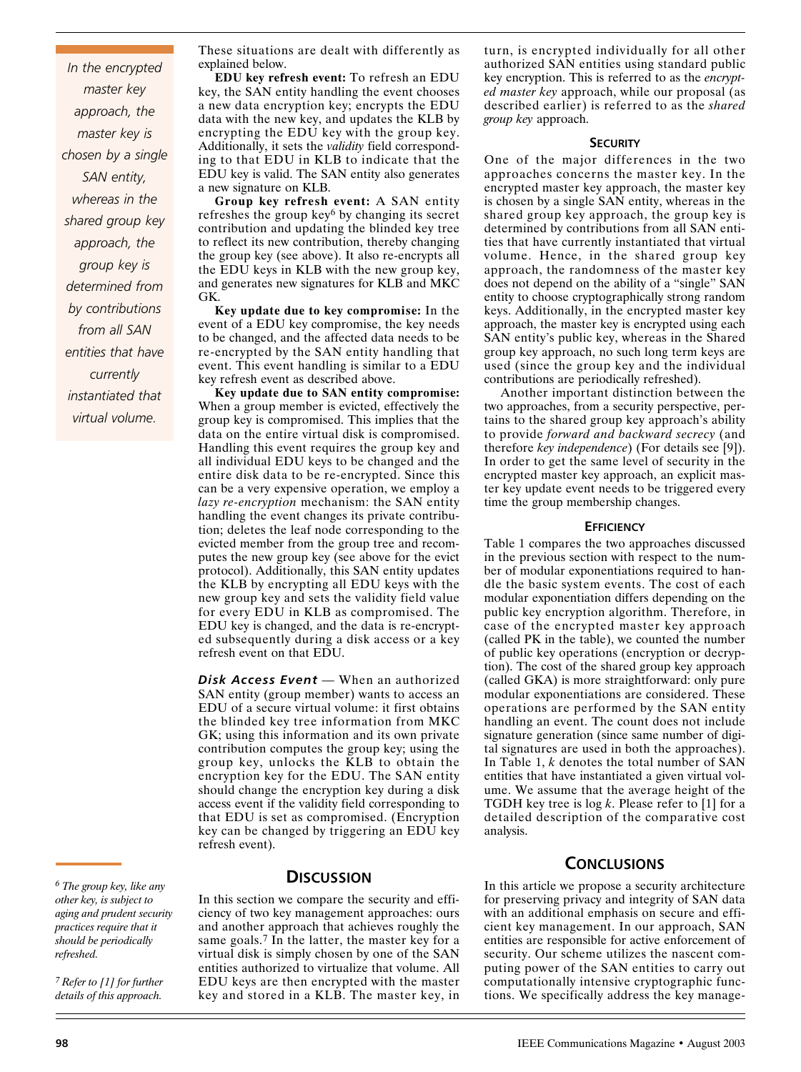These situations are dealt with differently as explained below.

**EDU key refresh event:** To refresh an EDU key, the SAN entity handling the event chooses a new data encryption key; encrypts the EDU data with the new key, and updates the KLB by encrypting the EDU key with the group key. Additionally, it sets the *validity* field corresponding to that EDU in KLB to indicate that the EDU key is valid. The SAN entity also generates a new signature on KLB.

**Group key refresh event:** A SAN entity refreshes the group key[6] by changing its secret contribution and updating the blinded key tree to reflect its new contribution, thereby changing the group key (see above). It also re-encrypts all the EDU keys in KLB with the new group key, and generates new signatures for KLB and MKC GK.

**Key update due to key compromise:** In the event of a EDU key compromise, the key needs to be changed, and the affected data needs to be re-encrypted by the SAN entity handling that event. This event handling is similar to a EDU key refresh event as described above.

**Key update due to SAN entity compromise:** When a group member is evicted, effectively the group key is compromised. This implies that the data on the entire virtual disk is compromised. Handling this event requires the group key and all individual EDU keys to be changed and the entire disk data to be re-encrypted. Since this can be a very expensive operation, we employ a *lazy re-encryption* mechanism: the SAN entity handling the event changes its private contribution; deletes the leaf node corresponding to the evicted member from the group tree and recomputes the new group key (see above for the evict protocol). Additionally, this SAN entity updates the KLB by encrypting all EDU keys with the new group key and sets the validity field value for every EDU in KLB as compromised. The EDU key is changed, and the data is re-encrypted subsequently during a disk access or a key refresh event on that EDU.

***Disk Access Event*** — When an authorized SAN entity (group member) wants to access an EDU of a secure virtual volume: it first obtains the blinded key tree information from MKC GK; using this information and its own private contribution computes the group key; using the group key, unlocks the KLB to obtain the encryption key for the EDU. The SAN entity should change the encryption key during a disk access event if the validity field corresponding to that EDU is set as compromised. (Encryption key can be changed by triggering an EDU key refresh event).

## Discussion

In this section we compare the security and efficiency of two key management approaches: ours and another approach that achieves roughly the same goals.[7] In the latter, the master key for a virtual disk is simply chosen by one of the SAN entities authorized to virtualize that volume. All EDU keys are then encrypted with the master key and stored in a KLB. The master key, in turn, is encrypted individually for all other authorized SAN entities using standard public key encryption. This is referred to as the *encrypted master key* approach, while our proposal (as described earlier) is referred to as the *shared group key* approach.

### Security

One of the major differences in the two approaches concerns the master key. In the encrypted master key approach, the master key is chosen by a single SAN entity, whereas in the shared group key approach, the group key is determined by contributions from all SAN entities that have currently instantiated that virtual volume. Hence, in the shared group key approach, the randomness of the master key does not depend on the ability of a "single" SAN entity to choose cryptographically strong random keys. Additionally, in the encrypted master key approach, the master key is encrypted using each SAN entity's public key, whereas in the Shared group key approach, no such long term keys are used (since the group key and the individual contributions are periodically refreshed).

Another important distinction between the two approaches, from a security perspective, pertains to the shared group key approach's ability to provide *forward and backward secrecy* (and therefore *key independence*) (For details see [9]). In order to get the same level of security in the encrypted master key approach, an explicit master key update event needs to be triggered every time the group membership changes.

### Efficiency

Table 1 compares the two approaches discussed in the previous section with respect to the number of modular exponentiations required to handle the basic system events. The cost of each modular exponentiation differs depending on the public key encryption algorithm. Therefore, in case of the encrypted master key approach (called PK in the table), we counted the number of public key operations (encryption or decryption). The cost of the shared group key approach (called GKA) is more straightforward: only pure modular exponentiations are considered. These operations are performed by the SAN entity handling an event. The count does not include signature generation (since same number of digital signatures are used in both the approaches). In Table 1, $k$ denotes the total number of SAN entities that have instantiated a given virtual volume. We assume that the average height of the TGDH key tree is $\log k$. Please refer to [1] for a detailed description of the comparative cost analysis.

## Conclusions

In this article we propose a security architecture for preserving privacy and integrity of SAN data with an additional emphasis on secure and efficient key management. In our approach, SAN entities are responsible for active enforcement of security. Our scheme utilizes the nascent computing power of the SAN entities to carry out computationally intensive cryptographic functions. We specifically address the key manage-

*In the encrypted master key approach, the master key is chosen by a single SAN entity, whereas in the shared group key approach, the group key is determined from by contributions from all SAN entities that have currently instantiated that virtual volume.*

[6] *The group key, like any other key, is subject to aging and prudent security practices require that it should be periodically refreshed.*

[7] *Refer to [1] for further details of this approach.*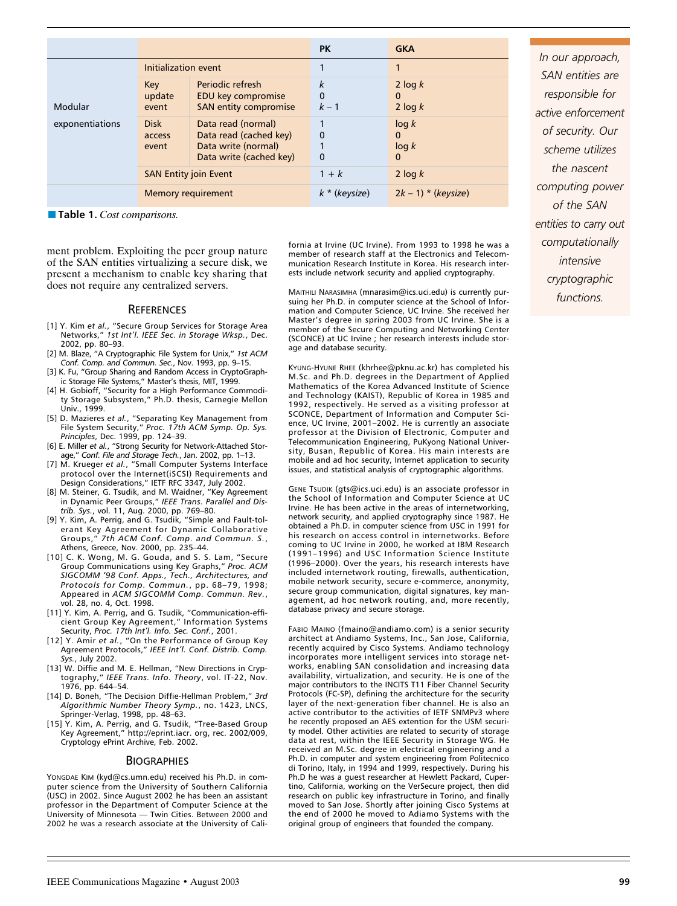| | | | PK | GKA |
|---|---|---|---|---|
| Modular exponentiations | Initialization event | | 1 | 1 |
| | Key update event | Periodic refresh | $k$ | $2 \log k$ |
| | | EDU key compromise | 0 | 0 |
| | | SAN entity compromise | $k - 1$ | $2 \log k$ |
| | Disk access event | Data read (normal) | 1 | $\log k$ |
| | | Data read (cached key) | 0 | 0 |
| | | Data write (normal) | 1 | $\log k$ |
| | | Data write (cached key) | 0 | 0 |
| | SAN Entity join Event | | $1 + k$ | $2 \log k$ |
| | Memory requirement | | $k$ * (*keysize*) | $2k - 1)$ * (*keysize*) |

**Table 1.** *Cost comparisons.*

ment problem. Exploiting the peer group nature of the SAN entities virtualizing a secure disk, we present a mechanism to enable key sharing that does not require any centralized servers.

*In our approach, SAN entities are responsible for active enforcement of security. Our scheme utilizes the nascent computing power of the SAN entities to carry out computationally intensive cryptographic functions.*

## References

[1] Y. Kim *et al.*, "Secure Group Services for Storage Area Networks," *1st Int'l. IEEE Sec. in Storage Wksp.*, Dec. 2002, pp. 80–93.

[2] M. Blaze, "A Cryptographic File System for Unix," *1st ACM Conf. Comp. and Commun. Sec.*, Nov. 1993, pp. 9–15.

[3] K. Fu, "Group Sharing and Random Access in CryptoGraphic Storage File Systems," Master's thesis, MIT, 1999.

[4] H. Gobioff, "Security for a High Performance Commodity Storage Subsystem," Ph.D. thesis, Carnegie Mellon Univ., 1999.

[5] D. Mazieres *et al.*, "Separating Key Management from File System Security," *Proc. 17th ACM Symp. Op. Sys. Principles*, Dec. 1999, pp. 124–39.

[6] E. Miller *et al.*, "Strong Security for Network-Attached Storage," *Conf. File and Storage Tech.*, Jan. 2002, pp. 1–13.

[7] M. Krueger *et al.*, "Small Computer Systems Interface protocol over the Internet(iSCSI) Requirements and Design Considerations," IETF RFC 3347, July 2002.

[8] M. Steiner, G. Tsudik, and M. Waidner, "Key Agreement in Dynamic Peer Groups," *IEEE Trans. Parallel and Distrib. Sys.*, vol. 11, Aug. 2000, pp. 769–80.

[9] Y. Kim, A. Perrig, and G. Tsudik, "Simple and Fault-tolerant Key Agreement for Dynamic Collaborative Groups," *7th ACM Conf. Comp. and Commun. S.*, Athens, Greece, Nov. 2000, pp. 235–44.

[10] C. K. Wong, M. G. Gouda, and S. S. Lam, "Secure Group Communications using Key Graphs," *Proc. ACM SIGCOMM '98 Conf. Apps., Tech., Architectures, and Protocols for Comp. Commun.*, pp. 68–79, 1998; Appeared in *ACM SIGCOMM Comp. Commun. Rev.*, vol. 28, no. 4, Oct. 1998.

[11] Y. Kim, A. Perrig, and G. Tsudik, "Communication-efficient Group Key Agreement," Information Systems Security, *Proc. 17th Int'l. Info. Sec. Conf.*, 2001.

[12] Y. Amir *et al.*, "On the Performance of Group Key Agreement Protocols," *IEEE Int'l. Conf. Distrib. Comp. Sys.*, July 2002.

[13] W. Diffie and M. E. Hellman, "New Directions in Cryptography," *IEEE Trans. Info. Theory*, vol. IT-22, Nov. 1976, pp. 644–54.

[14] D. Boneh, "The Decision Diffie-Hellman Problem," *3rd Algorithmic Number Theory Symp.*, no. 1423, LNCS, Springer-Verlag, 1998, pp. 48–63.

[15] Y. Kim, A. Perrig, and G. Tsudik, "Tree-Based Group Key Agreement," http://eprint.iacr. org, rec. 2002/009, Cryptology ePrint Archive, Feb. 2002.

## Biographies

YONGDAE KIM (kyd@cs.umn.edu) received his Ph.D. in computer science from the University of Southern California (USC) in 2002. Since August 2002 he has been an assistant professor in the Department of Computer Science at the University of Minnesota — Twin Cities. Between 2000 and 2002 he was a research associate at the University of California at Irvine (UC Irvine). From 1993 to 1998 he was a member of research staff at the Electronics and Telecommunication Research Institute in Korea. His research interests include network security and applied cryptography.

MAITHILI NARASIMHA (mnarasim@ics.uci.edu) is currently pursuing her Ph.D. in computer science at the School of Information and Computer Science, UC Irvine. She received her Master's degree in spring 2003 from UC Irvine. She is a member of the Secure Computing and Networking Center (SCONCE) at UC Irvine ; her research interests include storage and database security.

KYUNG-HYUNE RHEE (khrhee@pknu.ac.kr) has completed his M.Sc. and Ph.D. degrees in the Department of Applied Mathematics of the Korea Advanced Institute of Science and Technology (KAIST), Republic of Korea in 1985 and 1992, respectively. He served as a visiting professor at SCONCE, Department of Information and Computer Science, UC Irvine, 2001–2002. He is currently an associate professor at the Division of Electronic, Computer and Telecommunication Engineering, PuKyong National University, Busan, Republic of Korea. His main interests are mobile and ad hoc security, Internet application to security issues, and statistical analysis of cryptographic algorithms.

GENE TSUDIK (gts@ics.uci.edu) is an associate professor in the School of Information and Computer Science at UC Irvine. He has been active in the areas of internetworking, network security, and applied cryptography since 1987. He obtained a Ph.D. in computer science from USC in 1991 for his research on access control in internetworks. Before coming to UC Irvine in 2000, he worked at IBM Research (1991–1996) and USC Information Science Institute (1996–2000). Over the years, his research interests have included internetwork routing, firewalls, authentication, mobile network security, secure e-commerce, anonymity, secure group communication, digital signatures, key management, ad hoc network routing, and, more recently, database privacy and secure storage.

FABIO MAINO (fmaino@andiamo.com) is a senior security architect at Andiamo Systems, Inc., San Jose, California, recently acquired by Cisco Systems. Andiamo technology incorporates more intelligent services into storage networks, enabling SAN consolidation and increasing data availability, virtualization, and security. He is one of the major contributors to the INCITS T11 Fiber Channel Security Protocols (FC-SP), defining the architecture for the security layer of the next-generation fiber channel. He is also an active contributor to the activities of IETF SNMPv3 where he recently proposed an AES extention for the USM security model. Other activities are related to security of storage data at rest, within the IEEE Security in Storage WG. He received an M.Sc. degree in electrical engineering and a Ph.D. in computer and system engineering from Politecnico di Torino, Italy, in 1994 and 1999, respectively. During his Ph.D he was a guest researcher at Hewlett Packard, Cupertino, California, working on the VerSecure project, then did research on public key infrastructure in Torino, and finally moved to San Jose. Shortly after joining Cisco Systems at the end of 2000 he moved to Adiamo Systems with the original group of engineers that founded the company.